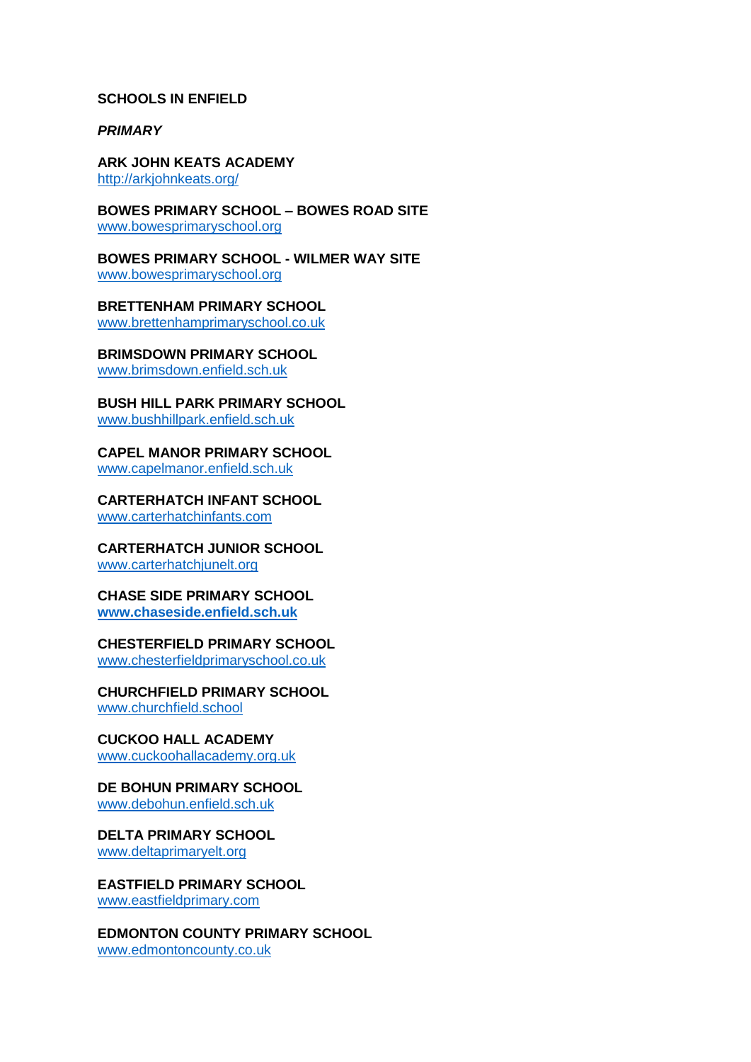# SCHOOLS IN ENFIELD

## *PRIMARY*

**ARK JOHN KEATS ACADEMY**
http://arkjohnkeats.org/

**BOWES PRIMARY SCHOOL – BOWES ROAD SITE**
www.bowesprimaryschool.org

**BOWES PRIMARY SCHOOL - WILMER WAY SITE**
www.bowesprimaryschool.org

**BRETTENHAM PRIMARY SCHOOL**
www.brettenhamprimaryschool.co.uk

**BRIMSDOWN PRIMARY SCHOOL**
www.brimsdown.enfield.sch.uk

**BUSH HILL PARK PRIMARY SCHOOL**
www.bushhillpark.enfield.sch.uk

**CAPEL MANOR PRIMARY SCHOOL**
www.capelmanor.enfield.sch.uk

**CARTERHATCH INFANT SCHOOL**
www.carterhatchinfants.com

**CARTERHATCH JUNIOR SCHOOL**
www.carterhatchjunelt.org

**CHASE SIDE PRIMARY SCHOOL**
**www.chaseside.enfield.sch.uk**

**CHESTERFIELD PRIMARY SCHOOL**
www.chesterfieldprimaryschool.co.uk

**CHURCHFIELD PRIMARY SCHOOL**
www.churchfield.school

**CUCKOO HALL ACADEMY**
www.cuckoohallacademy.org.uk

**DE BOHUN PRIMARY SCHOOL**
www.debohun.enfield.sch.uk

**DELTA PRIMARY SCHOOL**
www.deltaprimaryelt.org

**EASTFIELD PRIMARY SCHOOL**
www.eastfieldprimary.com

**EDMONTON COUNTY PRIMARY SCHOOL**
www.edmontoncounty.co.uk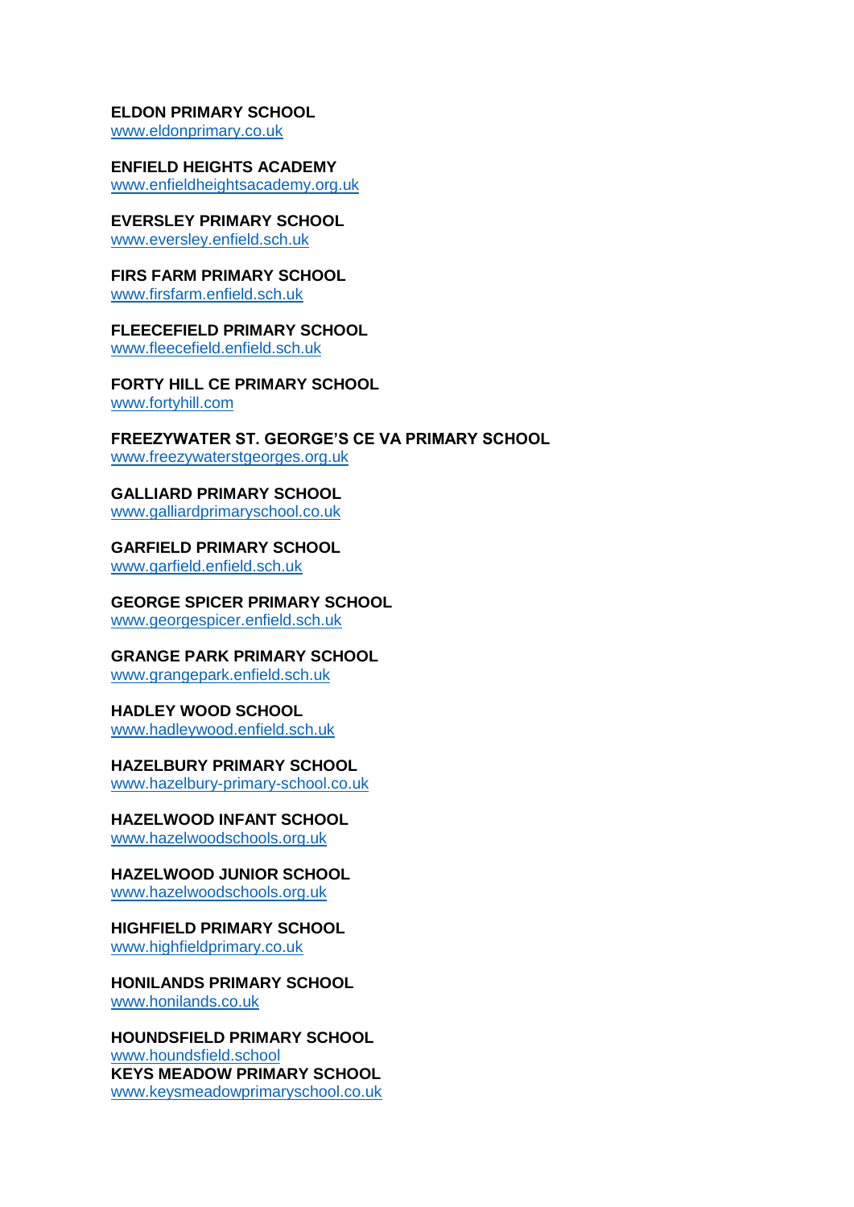**ELDON PRIMARY SCHOOL**
www.eldonprimary.co.uk

**ENFIELD HEIGHTS ACADEMY**
www.enfieldheightsacademy.org.uk

**EVERSLEY PRIMARY SCHOOL**
www.eversley.enfield.sch.uk

**FIRS FARM PRIMARY SCHOOL**
www.firsfarm.enfield.sch.uk

**FLEECEFIELD PRIMARY SCHOOL**
www.fleecefield.enfield.sch.uk

**FORTY HILL CE PRIMARY SCHOOL**
www.fortyhill.com

**FREEZYWATER ST. GEORGE'S CE VA PRIMARY SCHOOL**
www.freezywaterstgeorges.org.uk

**GALLIARD PRIMARY SCHOOL**
www.galliardprimaryschool.co.uk

**GARFIELD PRIMARY SCHOOL**
www.garfield.enfield.sch.uk

**GEORGE SPICER PRIMARY SCHOOL**
www.georgespicer.enfield.sch.uk

**GRANGE PARK PRIMARY SCHOOL**
www.grangepark.enfield.sch.uk

**HADLEY WOOD SCHOOL**
www.hadleywood.enfield.sch.uk

**HAZELBURY PRIMARY SCHOOL**
www.hazelbury-primary-school.co.uk

**HAZELWOOD INFANT SCHOOL**
www.hazelwoodschools.org.uk

**HAZELWOOD JUNIOR SCHOOL**
www.hazelwoodschools.org.uk

**HIGHFIELD PRIMARY SCHOOL**
www.highfieldprimary.co.uk

**HONILANDS PRIMARY SCHOOL**
www.honilands.co.uk

**HOUNDSFIELD PRIMARY SCHOOL**
www.houndsfield.school

**KEYS MEADOW PRIMARY SCHOOL**
www.keysmeadowprimaryschool.co.uk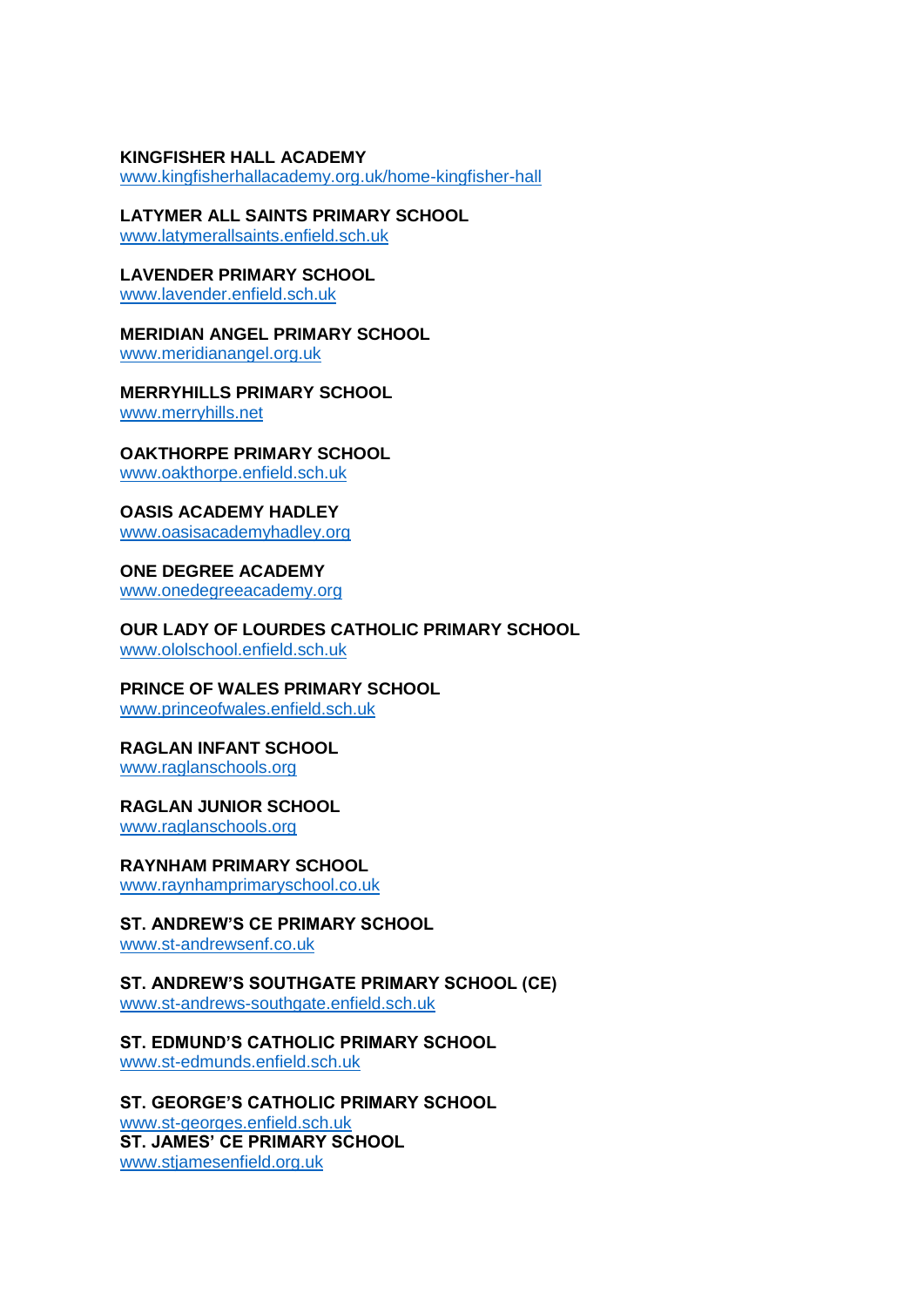**KINGFISHER HALL ACADEMY**
www.kingfisherhallacademy.org.uk/home-kingfisher-hall

**LATYMER ALL SAINTS PRIMARY SCHOOL**
www.latymerallsaints.enfield.sch.uk

**LAVENDER PRIMARY SCHOOL**
www.lavender.enfield.sch.uk

**MERIDIAN ANGEL PRIMARY SCHOOL**
www.meridianangel.org.uk

**MERRYHILLS PRIMARY SCHOOL**
www.merryhills.net

**OAKTHORPE PRIMARY SCHOOL**
www.oakthorpe.enfield.sch.uk

**OASIS ACADEMY HADLEY**
www.oasisacademyhadley.org

**ONE DEGREE ACADEMY**
www.onedegreeacademy.org

**OUR LADY OF LOURDES CATHOLIC PRIMARY SCHOOL**
www.ololschool.enfield.sch.uk

**PRINCE OF WALES PRIMARY SCHOOL**
www.princeofwales.enfield.sch.uk

**RAGLAN INFANT SCHOOL**
www.raglanschools.org

**RAGLAN JUNIOR SCHOOL**
www.raglanschools.org

**RAYNHAM PRIMARY SCHOOL**
www.raynhamprimaryschool.co.uk

**ST. ANDREW'S CE PRIMARY SCHOOL**
www.st-andrewsenf.co.uk

**ST. ANDREW'S SOUTHGATE PRIMARY SCHOOL (CE)**
www.st-andrews-southgate.enfield.sch.uk

**ST. EDMUND'S CATHOLIC PRIMARY SCHOOL**
www.st-edmunds.enfield.sch.uk

**ST. GEORGE'S CATHOLIC PRIMARY SCHOOL**
www.st-georges.enfield.sch.uk

**ST. JAMES' CE PRIMARY SCHOOL**
www.stjamesenfield.org.uk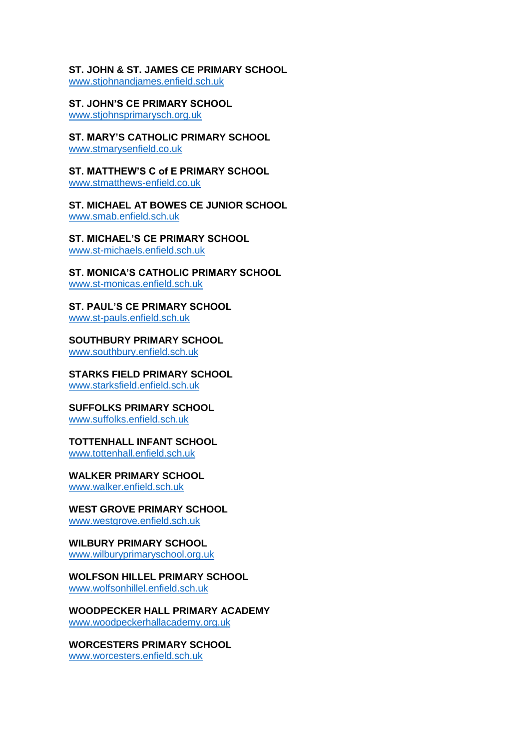**ST. JOHN & ST. JAMES CE PRIMARY SCHOOL**
www.stjohnandjames.enfield.sch.uk

**ST. JOHN'S CE PRIMARY SCHOOL**
www.stjohnsprimarysch.org.uk

**ST. MARY'S CATHOLIC PRIMARY SCHOOL**
www.stmarysenfield.co.uk

**ST. MATTHEW'S C of E PRIMARY SCHOOL**
www.stmatthews-enfield.co.uk

**ST. MICHAEL AT BOWES CE JUNIOR SCHOOL**
www.smab.enfield.sch.uk

**ST. MICHAEL'S CE PRIMARY SCHOOL**
www.st-michaels.enfield.sch.uk

**ST. MONICA'S CATHOLIC PRIMARY SCHOOL**
www.st-monicas.enfield.sch.uk

**ST. PAUL'S CE PRIMARY SCHOOL**
www.st-pauls.enfield.sch.uk

**SOUTHBURY PRIMARY SCHOOL**
www.southbury.enfield.sch.uk

**STARKS FIELD PRIMARY SCHOOL**
www.starksfield.enfield.sch.uk

**SUFFOLKS PRIMARY SCHOOL**
www.suffolks.enfield.sch.uk

**TOTTENHALL INFANT SCHOOL**
www.tottenhall.enfield.sch.uk

**WALKER PRIMARY SCHOOL**
www.walker.enfield.sch.uk

**WEST GROVE PRIMARY SCHOOL**
www.westgrove.enfield.sch.uk

**WILBURY PRIMARY SCHOOL**
www.wilburyprimaryschool.org.uk

**WOLFSON HILLEL PRIMARY SCHOOL**
www.wolfsonhillel.enfield.sch.uk

**WOODPECKER HALL PRIMARY ACADEMY**
www.woodpeckerhallacademy.org.uk

**WORCESTERS PRIMARY SCHOOL**
www.worcesters.enfield.sch.uk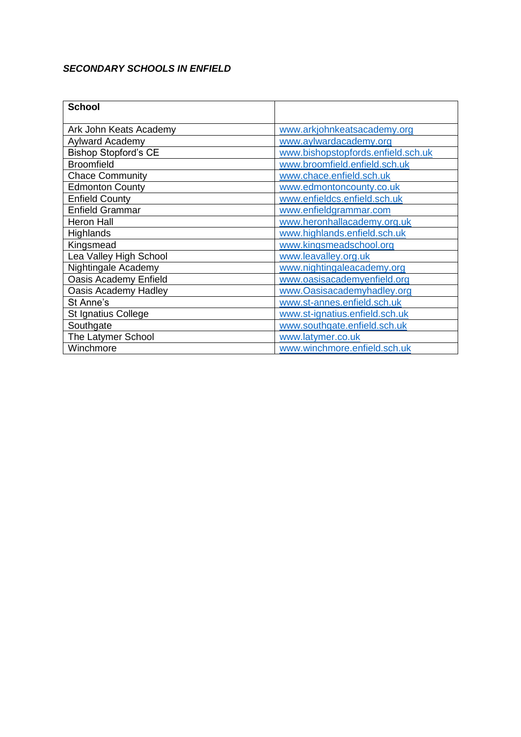***SECONDARY SCHOOLS IN ENFIELD***

| **School** | |
|---|---|
| Ark John Keats Academy | www.arkjohnkeatsacademy.org |
| Aylward Academy | www.aylwardacademy.org |
| Bishop Stopford's CE | www.bishopstopfords.enfield.sch.uk |
| Broomfield | www.broomfield.enfield.sch.uk |
| Chace Community | www.chace.enfield.sch.uk |
| Edmonton County | www.edmontoncounty.co.uk |
| Enfield County | www.enfieldcs.enfield.sch.uk |
| Enfield Grammar | www.enfieldgrammar.com |
| Heron Hall | www.heronhallacademy.org.uk |
| Highlands | www.highlands.enfield.sch.uk |
| Kingsmead | www.kingsmeadschool.org |
| Lea Valley High School | www.leavalley.org.uk |
| Nightingale Academy | www.nightingaleacademy.org |
| Oasis Academy Enfield | www.oasisacademyenfield.org |
| Oasis Academy Hadley | www.Oasisacademyhadley.org |
| St Anne's | www.st-annes.enfield.sch.uk |
| St Ignatius College | www.st-ignatius.enfield.sch.uk |
| Southgate | www.southgate.enfield.sch.uk |
| The Latymer School | www.latymer.co.uk |
| Winchmore | www.winchmore.enfield.sch.uk |